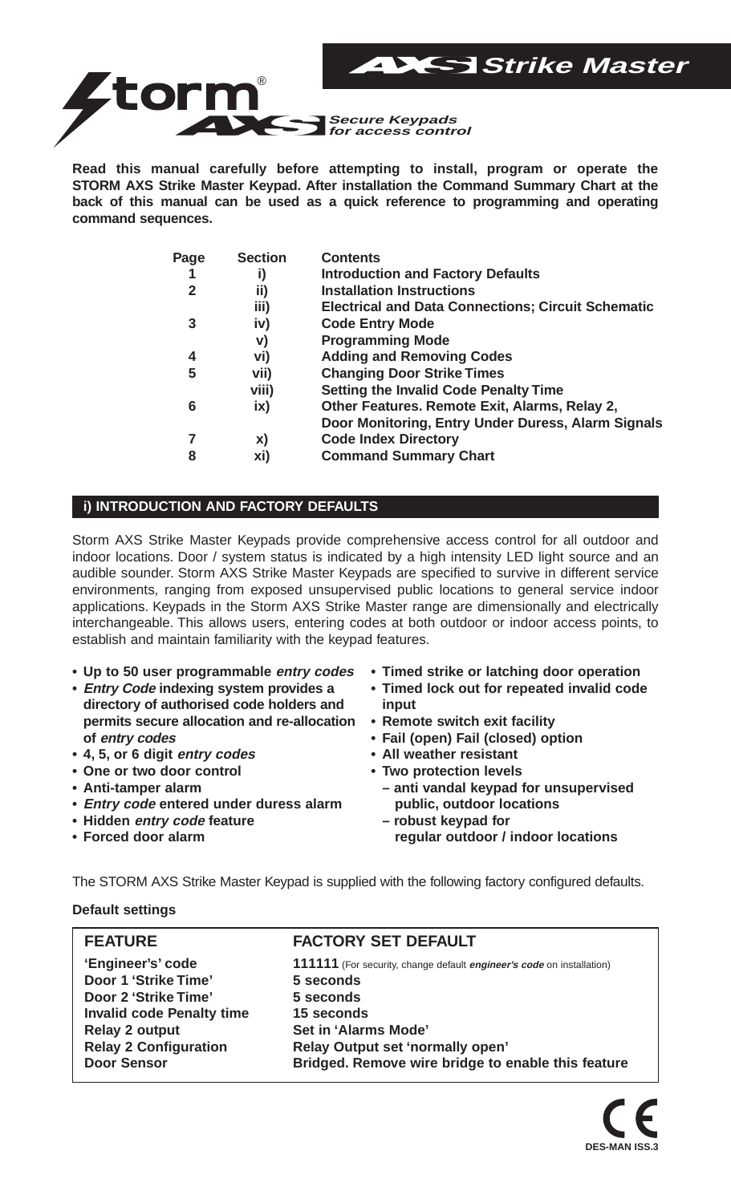# AXS Strike Master

**Storm® AXS** *Secure Keypads for access control*

**Read this manual carefully before attempting to install, program or operate the STORM AXS Strike Master Keypad. After installation the Command Summary Chart at the back of this manual can be used as a quick reference to programming and operating command sequences.**

| Page | Section | Contents |
|---|---|---|
| 1 | i) | Introduction and Factory Defaults |
| 2 | ii) | Installation Instructions |
| | iii) | Electrical and Data Connections; Circuit Schematic |
| 3 | iv) | Code Entry Mode |
| | v) | Programming Mode |
| 4 | vi) | Adding and Removing Codes |
| 5 | vii) | Changing Door Strike Times |
| | viii) | Setting the Invalid Code Penalty Time |
| 6 | ix) | Other Features. Remote Exit, Alarms, Relay 2, Door Monitoring, Entry Under Duress, Alarm Signals |
| 7 | x) | Code Index Directory |
| 8 | xi) | Command Summary Chart |

## i) INTRODUCTION AND FACTORY DEFAULTS

Storm AXS Strike Master Keypads provide comprehensive access control for all outdoor and indoor locations. Door / system status is indicated by a high intensity LED light source and an audible sounder. Storm AXS Strike Master Keypads are specified to survive in different service environments, ranging from exposed unsupervised public locations to general service indoor applications. Keypads in the Storm AXS Strike Master range are dimensionally and electrically interchangeable. This allows users, entering codes at both outdoor or indoor access points, to establish and maintain familiarity with the keypad features.

- **Up to 50 user programmable *entry codes***
- ***Entry Code* indexing system provides a directory of authorised code holders and permits secure allocation and re-allocation of *entry codes***
- **4, 5, or 6 digit *entry codes***
- **One or two door control**
- **Anti-tamper alarm**
- ***Entry code* entered under duress alarm**
- **Hidden *entry code* feature**
- **Forced door alarm**
- **Timed strike or latching door operation**
- **Timed lock out for repeated invalid code input**
- **Remote switch exit facility**
- **Fail (open) Fail (closed) option**
- **All weather resistant**
- **Two protection levels**
  - **anti vandal keypad for unsupervised public, outdoor locations**
  - **robust keypad for regular outdoor / indoor locations**

The STORM AXS Strike Master Keypad is supplied with the following factory configured defaults.

**Default settings**

| FEATURE | FACTORY SET DEFAULT |
|---|---|
| 'Engineer's' code | **111111** (For security, change default ***engineer's code*** on installation) |
| Door 1 'Strike Time' | 5 seconds |
| Door 2 'Strike Time' | 5 seconds |
| Invalid code Penalty time | 15 seconds |
| Relay 2 output | Set in 'Alarms Mode' |
| Relay 2 Configuration | Relay Output set 'normally open' |
| Door Sensor | Bridged. Remove wire bridge to enable this feature |

CE

DES-MAN ISS.3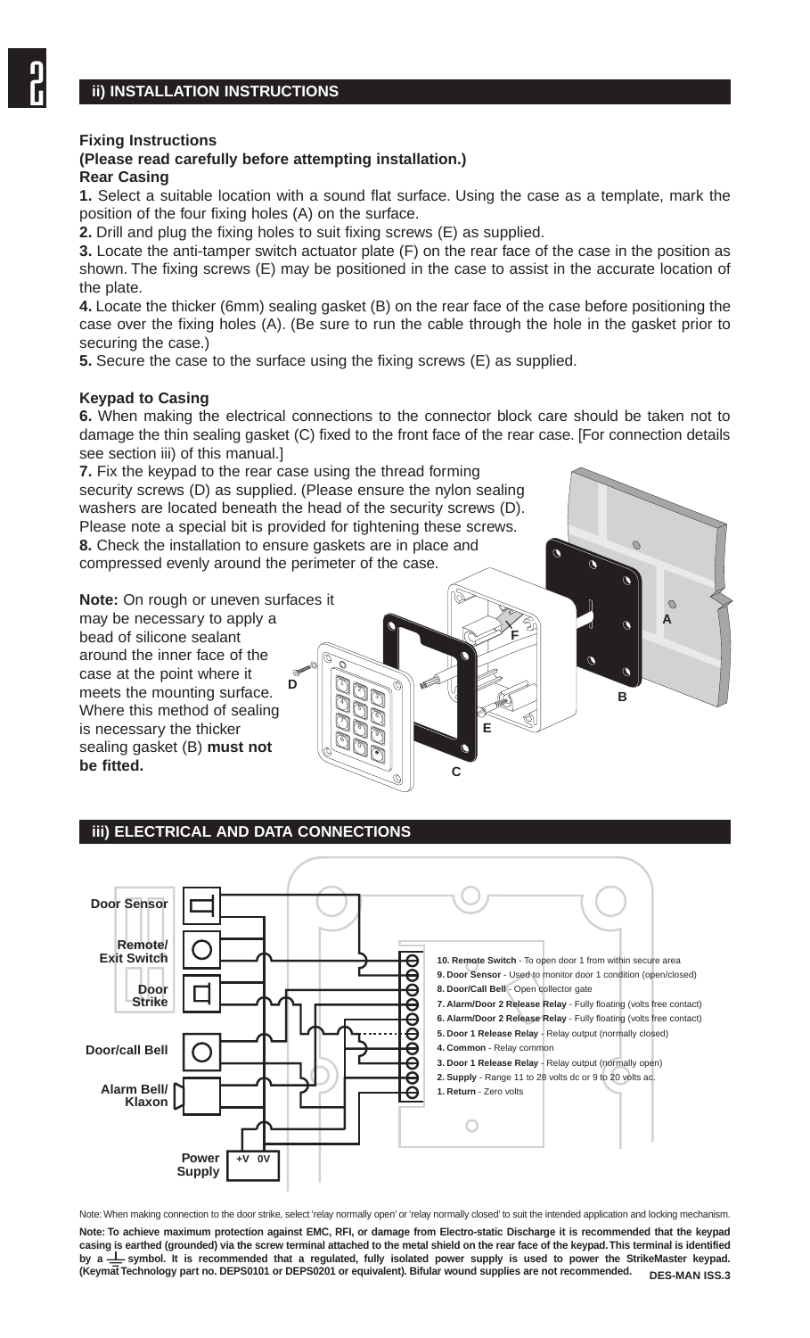## ii) INSTALLATION INSTRUCTIONS

**Fixing Instructions**
**(Please read carefully before attempting installation.)**
**Rear Casing**

**1.** Select a suitable location with a sound flat surface. Using the case as a template, mark the position of the four fixing holes (A) on the surface.

**2.** Drill and plug the fixing holes to suit fixing screws (E) as supplied.

**3.** Locate the anti-tamper switch actuator plate (F) on the rear face of the case in the position as shown. The fixing screws (E) may be positioned in the case to assist in the accurate location of the plate.

**4.** Locate the thicker (6mm) sealing gasket (B) on the rear face of the case before positioning the case over the fixing holes (A). (Be sure to run the cable through the hole in the gasket prior to securing the case.)

**5.** Secure the case to the surface using the fixing screws (E) as supplied.

**Keypad to Casing**

**6.** When making the electrical connections to the connector block care should be taken not to damage the thin sealing gasket (C) fixed to the front face of the rear case. [For connection details see section iii) of this manual.]

**7.** Fix the keypad to the rear case using the thread forming security screws (D) as supplied. (Please ensure the nylon sealing washers are located beneath the head of the security screws (D). Please note a special bit is provided for tightening these screws.

**8.** Check the installation to ensure gaskets are in place and compressed evenly around the perimeter of the case.

**Note:** On rough or uneven surfaces it may be necessary to apply a bead of silicone sealant around the inner face of the case at the point where it meets the mounting surface. Where this method of sealing is necessary the thicker sealing gasket (B) **must not be fitted.**

## iii) ELECTRICAL AND DATA CONNECTIONS

Door Sensor
Remote/ Exit Switch
Door Strike
Door/call Bell
Alarm Bell/ Klaxon
Power Supply (+V 0V)

- **10. Remote Switch** - To open door 1 from within secure area
- **9. Door Sensor** - Used to monitor door 1 condition (open/closed)
- **8. Door/Call Bell** - Open collector gate
- **7. Alarm/Door 2 Release Relay** - Fully floating (volts free contact)
- **6. Alarm/Door 2 Release Relay** - Fully floating (volts free contact)
- **5. Door 1 Release Relay** - Relay output (normally closed)
- **4. Common** - Relay common
- **3. Door 1 Release Relay** - Relay output (normally open)
- **2. Supply** - Range 11 to 28 volts dc or 9 to 20 volts ac.
- **1. Return** - Zero volts

Note: When making connection to the door strike, select 'relay normally open' or 'relay normally closed' to suit the intended application and locking mechanism.

**Note: To achieve maximum protection against EMC, RFI, or damage from Electro-static Discharge it is recommended that the keypad casing is earthed (grounded) via the screw terminal attached to the metal shield on the rear face of the keypad. This terminal is identified by a ⏚ symbol. It is recommended that a regulated, fully isolated power supply is used to power the StrikeMaster keypad. (Keymat Technology part no. DEPS0101 or DEPS0201 or equivalent). Bifular wound supplies are not recommended.**

**DES-MAN ISS.3**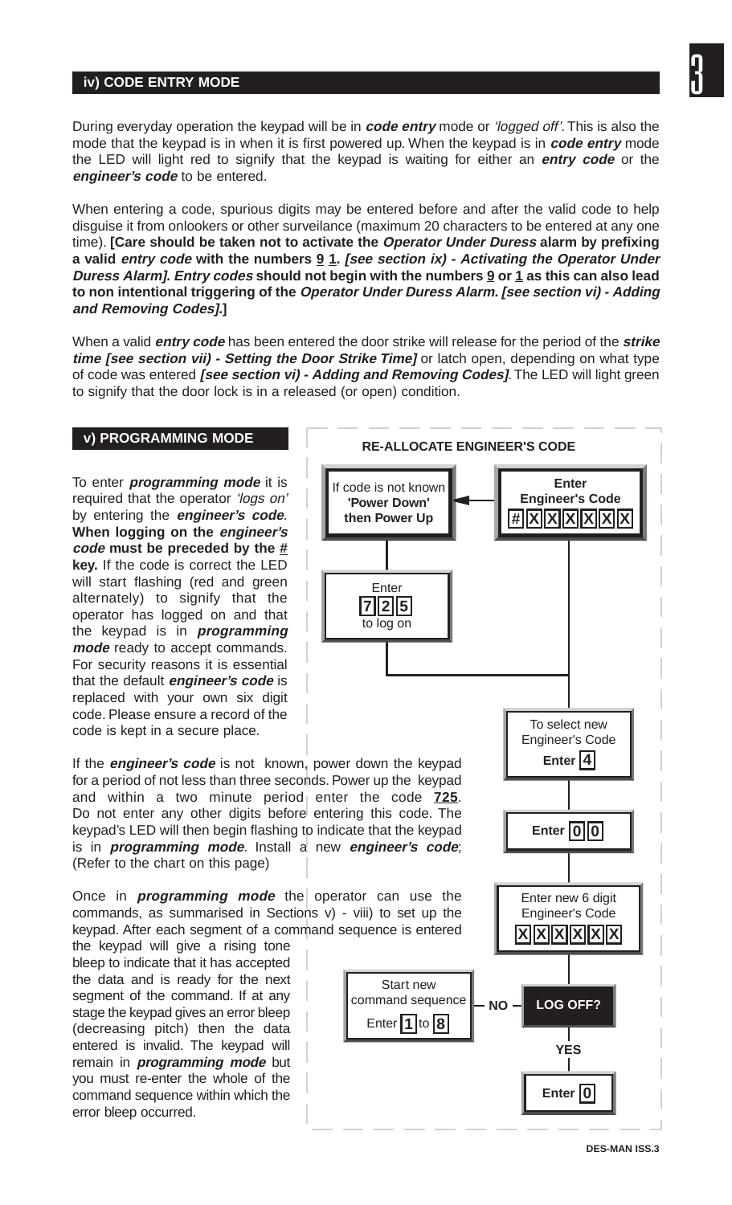## iv) CODE ENTRY MODE

During everyday operation the keypad will be in ***code entry*** mode or *'logged off'*. This is also the mode that the keypad is in when it is first powered up. When the keypad is in ***code entry*** mode the LED will light red to signify that the keypad is waiting for either an ***entry code*** or the ***engineer's code*** to be entered.

When entering a code, spurious digits may be entered before and after the valid code to help disguise it from onlookers or other surveilance (maximum 20 characters to be entered at any one time). **[Care should be taken not to activate the *Operator Under Duress* alarm by prefixing a valid *entry code* with the numbers 9 1. *[see section ix) - Activating the Operator Under Duress Alarm]. Entry codes* should not begin with the numbers 9 or 1 as this can also lead to non intentional triggering of the *Operator Under Duress Alarm. [see section vi) - Adding and Removing Codes]*.]**

When a valid ***entry code*** has been entered the door strike will release for the period of the ***strike time [see section vii) - Setting the Door Strike Time]*** or latch open, depending on what type of code was entered ***[see section vi) - Adding and Removing Codes]***. The LED will light green to signify that the door lock is in a released (or open) condition.

## v) PROGRAMMING MODE

To enter ***programming mode*** it is required that the operator *'logs on'* by entering the ***engineer's code***. **When logging on the *engineer's code* must be preceded by the # key.** If the code is correct the LED will start flashing (red and green alternately) to signify that the operator has logged on and that the keypad is in ***programming mode*** ready to accept commands. For security reasons it is essential that the default ***engineer's code*** is replaced with your own six digit code. Please ensure a record of the code is kept in a secure place.

If the ***engineer's code*** is not known, power down the keypad for a period of not less than three seconds. Power up the keypad and within a two minute period enter the code **725**. Do not enter any other digits before entering this code. The keypad's LED will then begin flashing to indicate that the keypad is in ***programming mode***. Install a new ***engineer's code***; (Refer to the chart on this page)

Once in ***programming mode*** the operator can use the commands, as summarised in Sections v) - viii) to set up the keypad. After each segment of a command sequence is entered the keypad will give a rising tone bleep to indicate that it has accepted the data and is ready for the next segment of the command. If at any stage the keypad gives an error bleep (decreasing pitch) then the data entered is invalid. The keypad will remain in ***programming mode*** but you must re-enter the whole of the command sequence within which the error bleep occurred.

**RE-ALLOCATE ENGINEER'S CODE**

- **Enter Engineer's Code** # X X X X X X
  - If code is not known: **'Power Down' then Power Up** → Enter 7 2 5 to log on
- To select new Engineer's Code **Enter 4**
- **Enter 0 0**
- Enter new 6 digit Engineer's Code X X X X X X
- **LOG OFF?**
  - **NO** → Start new command sequence Enter 1 to 8
  - **YES** → **Enter 0**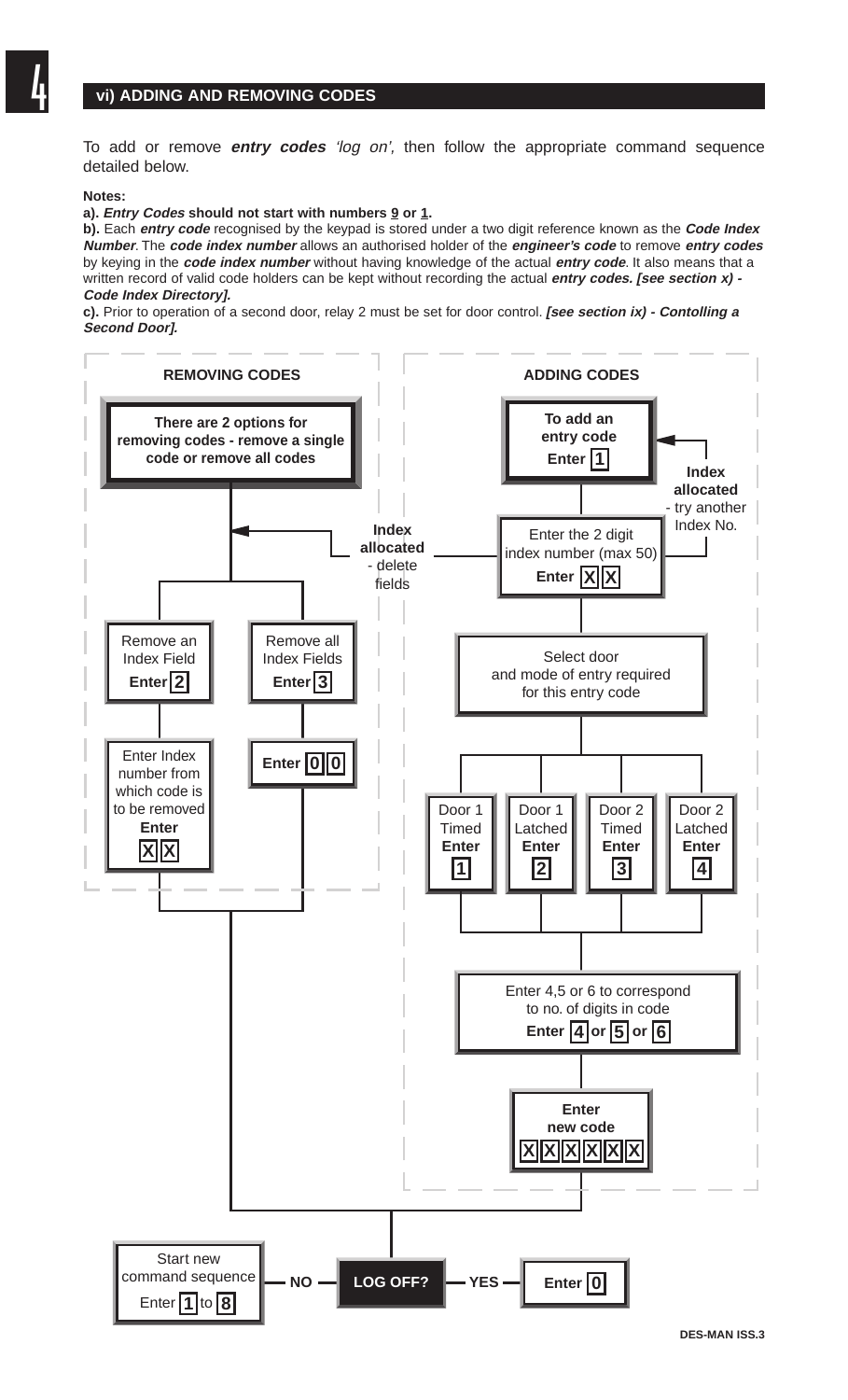## vi) ADDING AND REMOVING CODES

To add or remove ***entry codes*** *'log on',* then follow the appropriate command sequence detailed below.

**Notes:**

**a). *Entry Codes* should not start with numbers 9 or 1.**

**b).** Each ***entry code*** recognised by the keypad is stored under a two digit reference known as the ***Code Index Number***. The ***code index number*** allows an authorised holder of the ***engineer's code*** to remove ***entry codes*** by keying in the ***code index number*** without having knowledge of the actual ***entry code***. It also means that a written record of valid code holders can be kept without recording the actual ***entry codes. [see section x) - Code Index Directory].***

**c).** Prior to operation of a second door, relay 2 must be set for door control. ***[see section ix) - Contolling a Second Door].***

### REMOVING CODES

**There are 2 options for removing codes - remove a single code or remove all codes**

- Remove an Index Field — **Enter 2**
  - Enter Index number from which code is to be removed — **Enter X X**
- Remove all Index Fields — **Enter 3**
  - **Enter 0 0**

### ADDING CODES

**To add an entry code — Enter 1**

Enter the 2 digit index number (max 50) — **Enter X X**

- **Index allocated** - try another Index No.
- **Index allocated** - delete fields

Select door and mode of entry required for this entry code

- Door 1 Timed — **Enter 1**
- Door 1 Latched — **Enter 2**
- Door 2 Timed — **Enter 3**
- Door 2 Latched — **Enter 4**

Enter 4,5 or 6 to correspond to no. of digits in code — **Enter 4 or 5 or 6**

**Enter new code X X X X X X**

### LOG OFF?

- **NO** — Start new command sequence — Enter **1** to **8**
- **YES** — **Enter 0**

DES-MAN ISS.3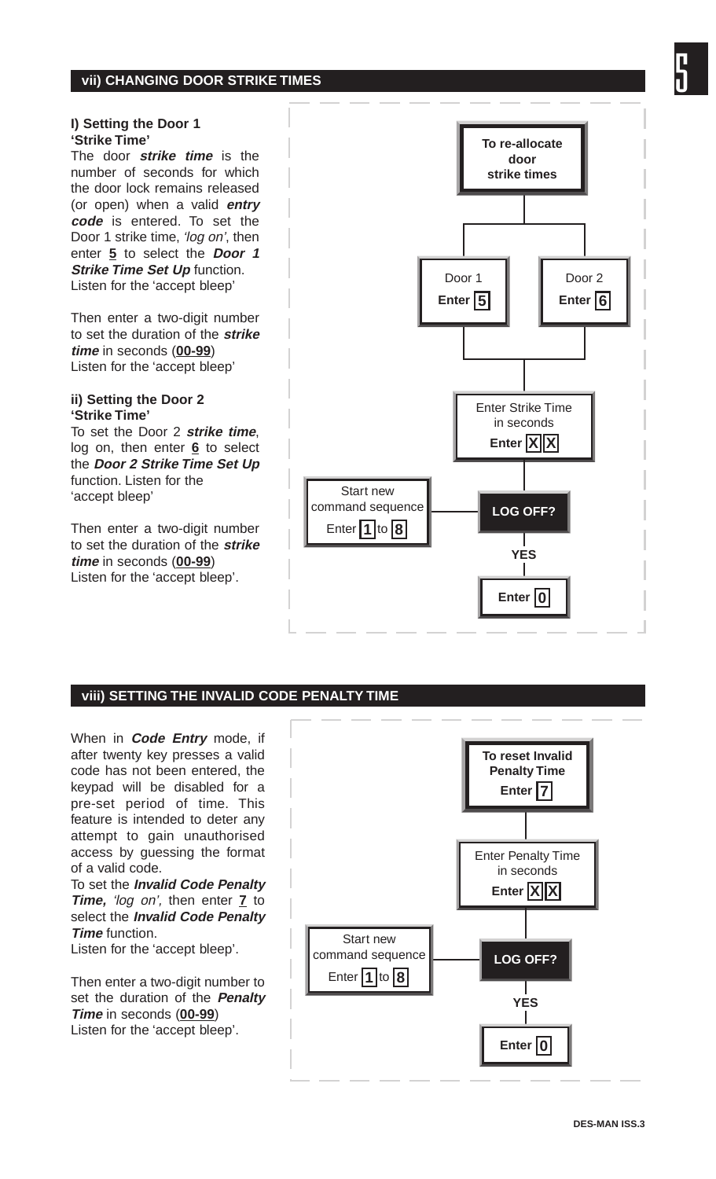## vii) CHANGING DOOR STRIKE TIMES

### I) Setting the Door 1 'Strike Time'

The door ***strike time*** is the number of seconds for which the door lock remains released (or open) when a valid ***entry code*** is entered. To set the Door 1 strike time, *'log on'*, then enter **5** to select the ***Door 1 Strike Time Set Up*** function. Listen for the 'accept bleep'

Then enter a two-digit number to set the duration of the ***strike time*** in seconds (**00-99**) Listen for the 'accept bleep'

### ii) Setting the Door 2 'Strike Time'

To set the Door 2 ***strike time***, log on, then enter **6** to select the ***Door 2 Strike Time Set Up*** function. Listen for the 'accept bleep'

Then enter a two-digit number to set the duration of the ***strike time*** in seconds (**00-99**) Listen for the 'accept bleep'.

**To re-allocate door strike times**

Door 1 **Enter 5** | Door 2 **Enter 6**

Enter Strike Time in seconds **Enter X X**

**LOG OFF?** — Start new command sequence Enter 1 to 8

**YES**

**Enter 0**

## viii) SETTING THE INVALID CODE PENALTY TIME

When in ***Code Entry*** mode, if after twenty key presses a valid code has not been entered, the keypad will be disabled for a pre-set period of time. This feature is intended to deter any attempt to gain unauthorised access by guessing the format of a valid code.

To set the ***Invalid Code Penalty Time,*** *'log on',* then enter **7** to select the ***Invalid Code Penalty Time*** function.

Listen for the 'accept bleep'.

Then enter a two-digit number to set the duration of the ***Penalty Time*** in seconds (**00-99**) Listen for the 'accept bleep'.

**To reset Invalid Penalty Time Enter 7**

Enter Penalty Time in seconds **Enter X X**

**LOG OFF?** — Start new command sequence Enter 1 to 8

**YES**

**Enter 0**

DES-MAN ISS.3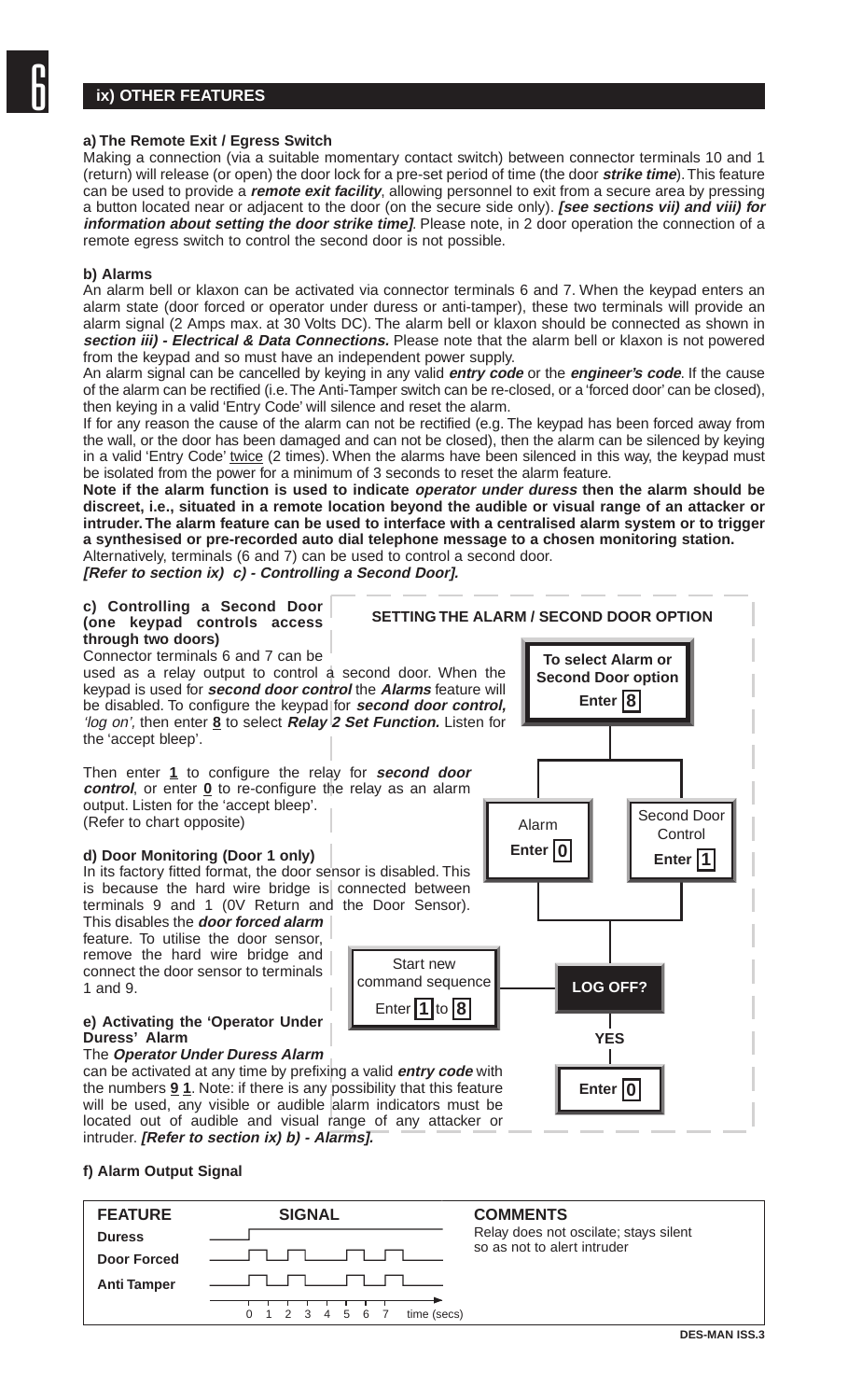## ix) OTHER FEATURES

### a) The Remote Exit / Egress Switch

Making a connection (via a suitable momentary contact switch) between connector terminals 10 and 1 (return) will release (or open) the door lock for a pre-set period of time (the door ***strike time***). This feature can be used to provide a ***remote exit facility***, allowing personnel to exit from a secure area by pressing a button located near or adjacent to the door (on the secure side only). ***[see sections vii) and viii) for information about setting the door strike time]***. Please note, in 2 door operation the connection of a remote egress switch to control the second door is not possible.

### b) Alarms

An alarm bell or klaxon can be activated via connector terminals 6 and 7. When the keypad enters an alarm state (door forced or operator under duress or anti-tamper), these two terminals will provide an alarm signal (2 Amps max. at 30 Volts DC). The alarm bell or klaxon should be connected as shown in ***section iii) - Electrical & Data Connections.*** Please note that the alarm bell or klaxon is not powered from the keypad and so must have an independent power supply.

An alarm signal can be cancelled by keying in any valid ***entry code*** or the ***engineer's code***. If the cause of the alarm can be rectified (i.e. The Anti-Tamper switch can be re-closed, or a 'forced door' can be closed), then keying in a valid 'Entry Code' will silence and reset the alarm.

If for any reason the cause of the alarm can not be rectified (e.g. The keypad has been forced away from the wall, or the door has been damaged and can not be closed), then the alarm can be silenced by keying in a valid 'Entry Code' twice (2 times). When the alarms have been silenced in this way, the keypad must be isolated from the power for a minimum of 3 seconds to reset the alarm feature.

**Note if the alarm function is used to indicate *operator under duress* then the alarm should be discreet, i.e., situated in a remote location beyond the audible or visual range of an attacker or intruder. The alarm feature can be used to interface with a centralised alarm system or to trigger a synthesised or pre-recorded auto dial telephone message to a chosen monitoring station.**

Alternatively, terminals (6 and 7) can be used to control a second door.

***[Refer to section ix) c) - Controlling a Second Door].***

### c) Controlling a Second Door (one keypad controls access through two doors)

Connector terminals 6 and 7 can be used as a relay output to control a second door. When the keypad is used for ***second door control*** the ***Alarms*** feature will be disabled. To configure the keypad for ***second door control***, *'log on'*, then enter **8** to select ***Relay 2 Set Function.*** Listen for the 'accept bleep'.

Then enter **1** to configure the relay for ***second door control***, or enter **0** to re-configure the relay as an alarm output. Listen for the 'accept bleep'.

(Refer to chart opposite)

**SETTING THE ALARM / SECOND DOOR OPTION**

- **To select Alarm or Second Door option** — Enter **8**
  - Alarm — Enter **0**
  - Second Door Control — Enter **1**
- **LOG OFF?**
  - YES — Enter **0**
  - Start new command sequence — Enter **1** to **8**

### d) Door Monitoring (Door 1 only)

In its factory fitted format, the door sensor is disabled. This is because the hard wire bridge is connected between terminals 9 and 1 (0V Return and the Door Sensor). This disables the ***door forced alarm*** feature. To utilise the door sensor, remove the hard wire bridge and connect the door sensor to terminals 1 and 9.

### e) Activating the 'Operator Under Duress' Alarm

The ***Operator Under Duress Alarm*** can be activated at any time by prefixing a valid ***entry code*** with the numbers **9 1**. Note: if there is any possibility that this feature will be used, any visible or audible alarm indicators must be located out of audible and visual range of any attacker or intruder. ***[Refer to section ix) b) - Alarms].***

### f) Alarm Output Signal

| FEATURE | SIGNAL | COMMENTS |
|---|---|---|
| Duress | Continuous (steady) | Relay does not oscilate; stays silent so as not to alert intruder |
| Door Forced | Pulsed on/off | |
| Anti Tamper | Pulsed on/off | |
| | time (secs) 0 1 2 3 4 5 6 7 | |

DES-MAN ISS.3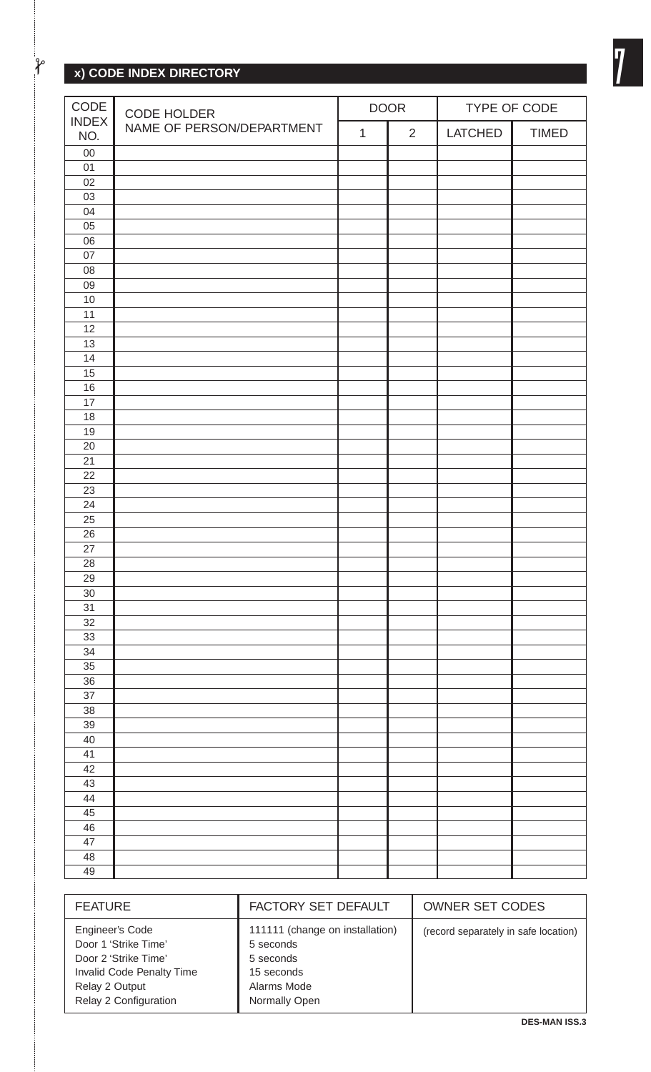## x) CODE INDEX DIRECTORY

| CODE INDEX NO. | CODE HOLDER NAME OF PERSON/DEPARTMENT | DOOR | | TYPE OF CODE | |
|---|---|---|---|---|---|
| | | 1 | 2 | LATCHED | TIMED |
| 00 | | | | | |
| 01 | | | | | |
| 02 | | | | | |
| 03 | | | | | |
| 04 | | | | | |
| 05 | | | | | |
| 06 | | | | | |
| 07 | | | | | |
| 08 | | | | | |
| 09 | | | | | |
| 10 | | | | | |
| 11 | | | | | |
| 12 | | | | | |
| 13 | | | | | |
| 14 | | | | | |
| 15 | | | | | |
| 16 | | | | | |
| 17 | | | | | |
| 18 | | | | | |
| 19 | | | | | |
| 20 | | | | | |
| 21 | | | | | |
| 22 | | | | | |
| 23 | | | | | |
| 24 | | | | | |
| 25 | | | | | |
| 26 | | | | | |
| 27 | | | | | |
| 28 | | | | | |
| 29 | | | | | |
| 30 | | | | | |
| 31 | | | | | |
| 32 | | | | | |
| 33 | | | | | |
| 34 | | | | | |
| 35 | | | | | |
| 36 | | | | | |
| 37 | | | | | |
| 38 | | | | | |
| 39 | | | | | |
| 40 | | | | | |
| 41 | | | | | |
| 42 | | | | | |
| 43 | | | | | |
| 44 | | | | | |
| 45 | | | | | |
| 46 | | | | | |
| 47 | | | | | |
| 48 | | | | | |
| 49 | | | | | |

| FEATURE | FACTORY SET DEFAULT | OWNER SET CODES |
|---|---|---|
| Engineer's Code | 111111 (change on installation) | (record separately in safe location) |
| Door 1 'Strike Time' | 5 seconds | |
| Door 2 'Strike Time' | 5 seconds | |
| Invalid Code Penalty Time | 15 seconds | |
| Relay 2 Output | Alarms Mode | |
| Relay 2 Configuration | Normally Open | |

DES-MAN ISS.3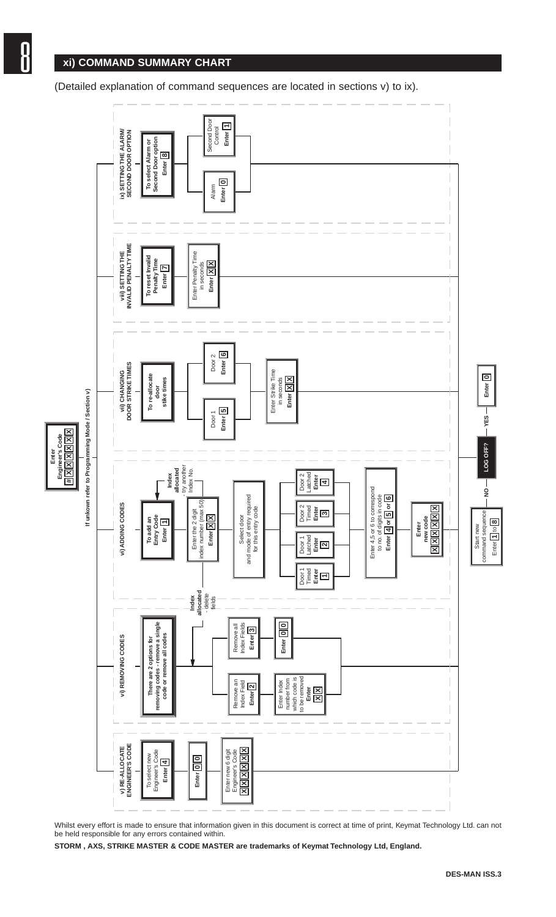## xi) COMMAND SUMMARY CHART

(Detailed explanation of command sequences are located in sections v) to ix).

Enter Engineer's Code # X X X X X X

If unkown refer to Programming Mode / Section v)

**v) RE-ALLOCATE ENGINEER'S CODE**

To select new Engineer's Code Enter 4

Enter 0 0

Enter new 6 digit Engineer's Code X X X X X X

**vi) REMOVING CODES**

There are 2 options for removing codes - remove a single code or remove all codes

Remove an Index Field Enter 2

Enter Index number from which code is to be removed Enter X X

Remove all Index Fields Enter 3

Enter 0 0

Index allocated - delete fields

**vi) ADDING CODES**

To add an Entry Code Enter 1

Enter the 2 digit index number (max 50) Enter X X

Index allocated - try another Index No.

Select door and mode of entry required for this entry code

Door 1 Timed Enter 1

Door 1 Latched Enter 2

Door 2 Timed Enter 3

Door 2 Latched Enter 4

Enter 4,5 or 6 to correspond to no. of digits in code Enter 4 or 5 or 6

Enter new code X X X X X X

**vii) CHANGING DOOR STRIKE TIMES**

To re-allocate door stike times

Door 1 Enter 5

Door 2 Enter 6

Enter Strike Time in seconds Enter X X

**viii) SETTING THE INVALID PENALTY TIME**

To reset Invalid Penalty Time Enter 7

Enter Penalty Time in seconds Enter X X

**ix) SETTING THE ALARM/ SECOND DOOR OPTION**

To select Alarm or Second Door option Enter 8

Alarm Enter 0

Second Door Control Enter 1

LOG OFF?

YES — Enter 0

NO — Start new command sequence Enter 1 to 8

Whilst every effort is made to ensure that information given in this document is correct at time of print, Keymat Technology Ltd. can not be held responsible for any errors contained within.

**STORM , AXS, STRIKE MASTER & CODE MASTER are trademarks of Keymat Technology Ltd, England.**

DES-MAN ISS.3